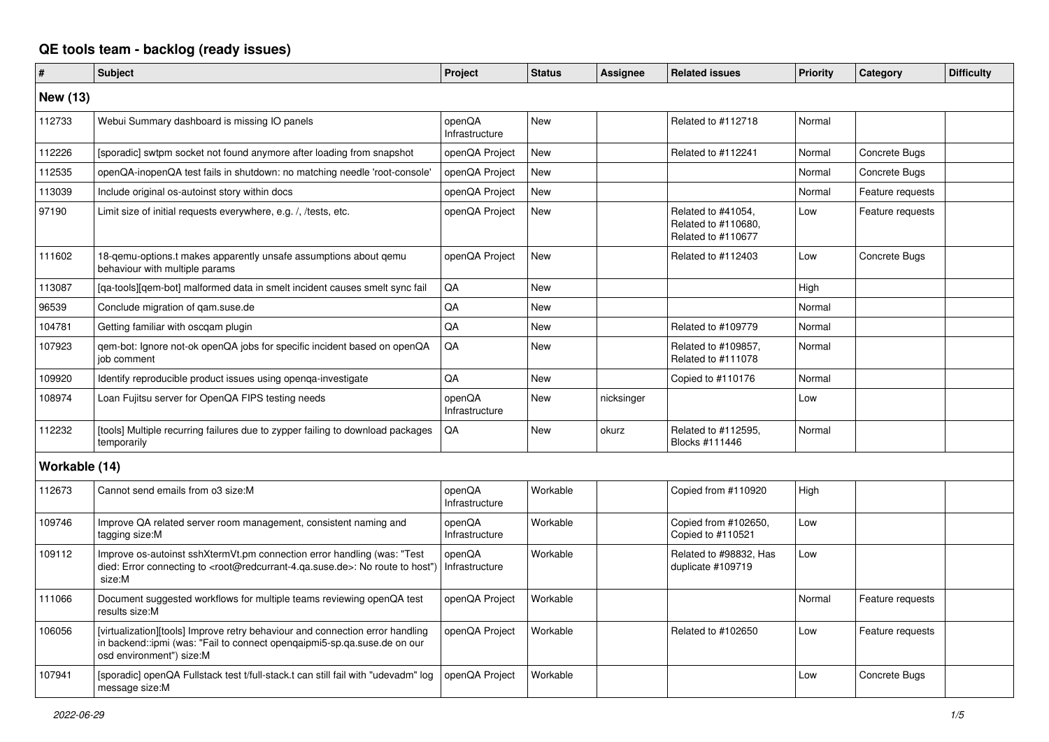# QE tools team - backlog (ready issues)

| # | Subject | Project | Status | Assignee | Related issues | Priority | Category | Difficulty |
|---|---|---|---|---|---|---|---|---|
| **New (13)** | | | | | | | | |
| 112733 | Webui Summary dashboard is missing IO panels | openQA Infrastructure | New | | Related to #112718 | Normal | | |
| 112226 | [sporadic] swtpm socket not found anymore after loading from snapshot | openQA Project | New | | Related to #112241 | Normal | Concrete Bugs | |
| 112535 | openQA-inopenQA test fails in shutdown: no matching needle 'root-console' | openQA Project | New | | | Normal | Concrete Bugs | |
| 113039 | Include original os-autoinst story within docs | openQA Project | New | | | Normal | Feature requests | |
| 97190 | Limit size of initial requests everywhere, e.g. /, /tests, etc. | openQA Project | New | | Related to #41054, Related to #110680, Related to #110677 | Low | Feature requests | |
| 111602 | 18-qemu-options.t makes apparently unsafe assumptions about qemu behaviour with multiple params | openQA Project | New | | Related to #112403 | Low | Concrete Bugs | |
| 113087 | [qa-tools][qem-bot] malformed data in smelt incident causes smelt sync fail | QA | New | | | High | | |
| 96539 | Conclude migration of qam.suse.de | QA | New | | | Normal | | |
| 104781 | Getting familiar with oscqam plugin | QA | New | | Related to #109779 | Normal | | |
| 107923 | qem-bot: Ignore not-ok openQA jobs for specific incident based on openQA job comment | QA | New | | Related to #109857, Related to #111078 | Normal | | |
| 109920 | Identify reproducible product issues using openqa-investigate | QA | New | | Copied to #110176 | Normal | | |
| 108974 | Loan Fujitsu server for OpenQA FIPS testing needs | openQA Infrastructure | New | nicksinger | | Low | | |
| 112232 | [tools] Multiple recurring failures due to zypper failing to download packages temporarily | QA | New | okurz | Related to #112595, Blocks #111446 | Normal | | |
| **Workable (14)** | | | | | | | | |
| 112673 | Cannot send emails from o3 size:M | openQA Infrastructure | Workable | | Copied from #110920 | High | | |
| 109746 | Improve QA related server room management, consistent naming and tagging size:M | openQA Infrastructure | Workable | | Copied from #102650, Copied to #110521 | Low | | |
| 109112 | Improve os-autoinst sshXtermVt.pm connection error handling (was: "Test died: Error connecting to <root@redcurrant-4.qa.suse.de>: No route to host") size:M | openQA Infrastructure | Workable | | Related to #98832, Has duplicate #109719 | Low | | |
| 111066 | Document suggested workflows for multiple teams reviewing openQA test results size:M | openQA Project | Workable | | | Normal | Feature requests | |
| 106056 | [virtualization][tools] Improve retry behaviour and connection error handling in backend::ipmi (was: "Fail to connect openqaipmi5-sp.qa.suse.de on our osd environment") size:M | openQA Project | Workable | | Related to #102650 | Low | Feature requests | |
| 107941 | [sporadic] openQA Fullstack test t/full-stack.t can still fail with "udevadm" log message size:M | openQA Project | Workable | | | Low | Concrete Bugs | |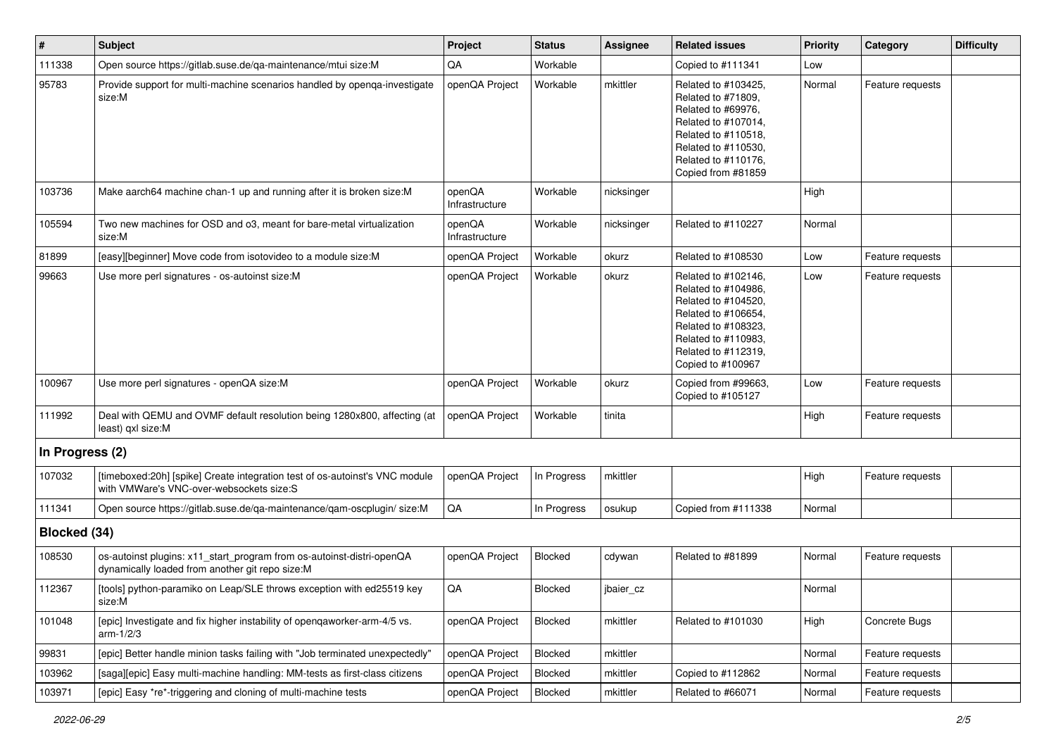| # | Subject | Project | Status | Assignee | Related issues | Priority | Category | Difficulty |
|---|---|---|---|---|---|---|---|---|
| 111338 | Open source https://gitlab.suse.de/qa-maintenance/mtui size:M | QA | Workable | | Copied to #111341 | Low | | |
| 95783 | Provide support for multi-machine scenarios handled by openqa-investigate size:M | openQA Project | Workable | mkittler | Related to #103425, Related to #71809, Related to #69976, Related to #107014, Related to #110518, Related to #110530, Related to #110176, Copied from #81859 | Normal | Feature requests | |
| 103736 | Make aarch64 machine chan-1 up and running after it is broken size:M | openQA Infrastructure | Workable | nicksinger | | High | | |
| 105594 | Two new machines for OSD and o3, meant for bare-metal virtualization size:M | openQA Infrastructure | Workable | nicksinger | Related to #110227 | Normal | | |
| 81899 | [easy][beginner] Move code from isotovideo to a module size:M | openQA Project | Workable | okurz | Related to #108530 | Low | Feature requests | |
| 99663 | Use more perl signatures - os-autoinst size:M | openQA Project | Workable | okurz | Related to #102146, Related to #104986, Related to #104520, Related to #106654, Related to #108323, Related to #110983, Related to #112319, Copied to #100967 | Low | Feature requests | |
| 100967 | Use more perl signatures - openQA size:M | openQA Project | Workable | okurz | Copied from #99663, Copied to #105127 | Low | Feature requests | |
| 111992 | Deal with QEMU and OVMF default resolution being 1280x800, affecting (at least) qxl size:M | openQA Project | Workable | tinita | | High | Feature requests | |
| **In Progress (2)** | | | | | | | | |
| 107032 | [timeboxed:20h] [spike] Create integration test of os-autoinst's VNC module with VMWare's VNC-over-websockets size:S | openQA Project | In Progress | mkittler | | High | Feature requests | |
| 111341 | Open source https://gitlab.suse.de/qa-maintenance/qam-oscplugin/ size:M | QA | In Progress | osukup | Copied from #111338 | Normal | | |
| **Blocked (34)** | | | | | | | | |
| 108530 | os-autoinst plugins: x11_start_program from os-autoinst-distri-openQA dynamically loaded from another git repo size:M | openQA Project | Blocked | cdywan | Related to #81899 | Normal | Feature requests | |
| 112367 | [tools] python-paramiko on Leap/SLE throws exception with ed25519 key size:M | QA | Blocked | jbaier_cz | | Normal | | |
| 101048 | [epic] Investigate and fix higher instability of openqaworker-arm-4/5 vs. arm-1/2/3 | openQA Project | Blocked | mkittler | Related to #101030 | High | Concrete Bugs | |
| 99831 | [epic] Better handle minion tasks failing with "Job terminated unexpectedly" | openQA Project | Blocked | mkittler | | Normal | Feature requests | |
| 103962 | [saga][epic] Easy multi-machine handling: MM-tests as first-class citizens | openQA Project | Blocked | mkittler | Copied to #112862 | Normal | Feature requests | |
| 103971 | [epic] Easy *re*-triggering and cloning of multi-machine tests | openQA Project | Blocked | mkittler | Related to #66071 | Normal | Feature requests | |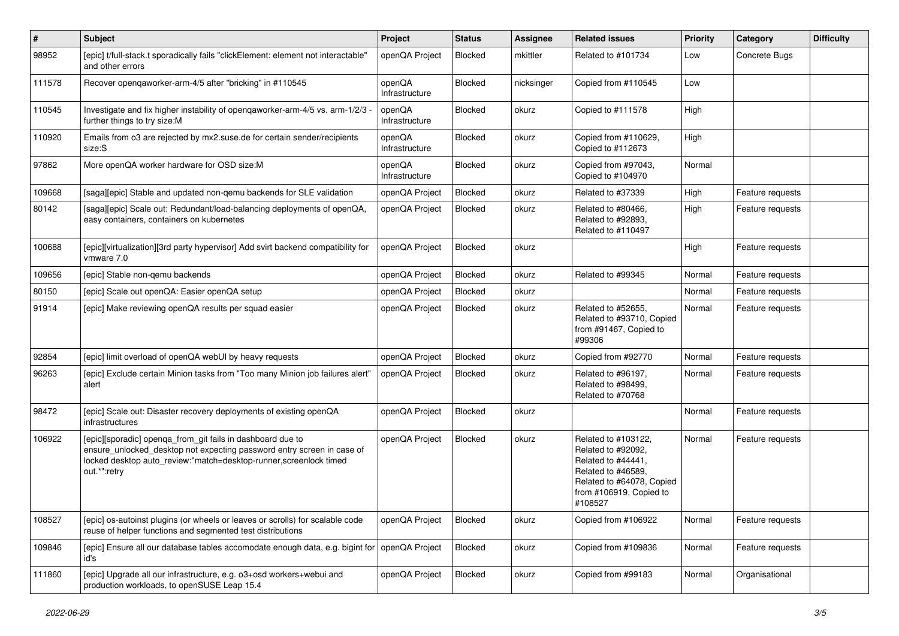| # | Subject | Project | Status | Assignee | Related issues | Priority | Category | Difficulty |
|---|---|---|---|---|---|---|---|---|
| 98952 | [epic] t/full-stack.t sporadically fails "clickElement: element not interactable" and other errors | openQA Project | Blocked | mkittler | Related to #101734 | Low | Concrete Bugs | |
| 111578 | Recover openqaworker-arm-4/5 after "bricking" in #110545 | openQA Infrastructure | Blocked | nicksinger | Copied from #110545 | Low | | |
| 110545 | Investigate and fix higher instability of openqaworker-arm-4/5 vs. arm-1/2/3 - further things to try size:M | openQA Infrastructure | Blocked | okurz | Copied to #111578 | High | | |
| 110920 | Emails from o3 are rejected by mx2.suse.de for certain sender/recipients size:S | openQA Infrastructure | Blocked | okurz | Copied from #110629, Copied to #112673 | High | | |
| 97862 | More openQA worker hardware for OSD size:M | openQA Infrastructure | Blocked | okurz | Copied from #97043, Copied to #104970 | Normal | | |
| 109668 | [saga][epic] Stable and updated non-qemu backends for SLE validation | openQA Project | Blocked | okurz | Related to #37339 | High | Feature requests | |
| 80142 | [saga][epic] Scale out: Redundant/load-balancing deployments of openQA, easy containers, containers on kubernetes | openQA Project | Blocked | okurz | Related to #80466, Related to #92893, Related to #110497 | High | Feature requests | |
| 100688 | [epic][virtualization][3rd party hypervisor] Add svirt backend compatibility for vmware 7.0 | openQA Project | Blocked | okurz | | High | Feature requests | |
| 109656 | [epic] Stable non-qemu backends | openQA Project | Blocked | okurz | Related to #99345 | Normal | Feature requests | |
| 80150 | [epic] Scale out openQA: Easier openQA setup | openQA Project | Blocked | okurz | | Normal | Feature requests | |
| 91914 | [epic] Make reviewing openQA results per squad easier | openQA Project | Blocked | okurz | Related to #52655, Related to #93710, Copied from #91467, Copied to #99306 | Normal | Feature requests | |
| 92854 | [epic] limit overload of openQA webUI by heavy requests | openQA Project | Blocked | okurz | Copied from #92770 | Normal | Feature requests | |
| 96263 | [epic] Exclude certain Minion tasks from "Too many Minion job failures alert" alert | openQA Project | Blocked | okurz | Related to #96197, Related to #98499, Related to #70768 | Normal | Feature requests | |
| 98472 | [epic] Scale out: Disaster recovery deployments of existing openQA infrastructures | openQA Project | Blocked | okurz | | Normal | Feature requests | |
| 106922 | [epic][sporadic] openqa_from_git fails in dashboard due to ensure_unlocked_desktop not expecting password entry screen in case of locked desktop auto_review:"match=desktop-runner,screenlock timed out.*":retry | openQA Project | Blocked | okurz | Related to #103122, Related to #92092, Related to #44441, Related to #46589, Related to #64078, Copied from #106919, Copied to #108527 | Normal | Feature requests | |
| 108527 | [epic] os-autoinst plugins (or wheels or leaves or scrolls) for scalable code reuse of helper functions and segmented test distributions | openQA Project | Blocked | okurz | Copied from #106922 | Normal | Feature requests | |
| 109846 | [epic] Ensure all our database tables accomodate enough data, e.g. bigint for id's | openQA Project | Blocked | okurz | Copied from #109836 | Normal | Feature requests | |
| 111860 | [epic] Upgrade all our infrastructure, e.g. o3+osd workers+webui and production workloads, to openSUSE Leap 15.4 | openQA Project | Blocked | okurz | Copied from #99183 | Normal | Organisational | |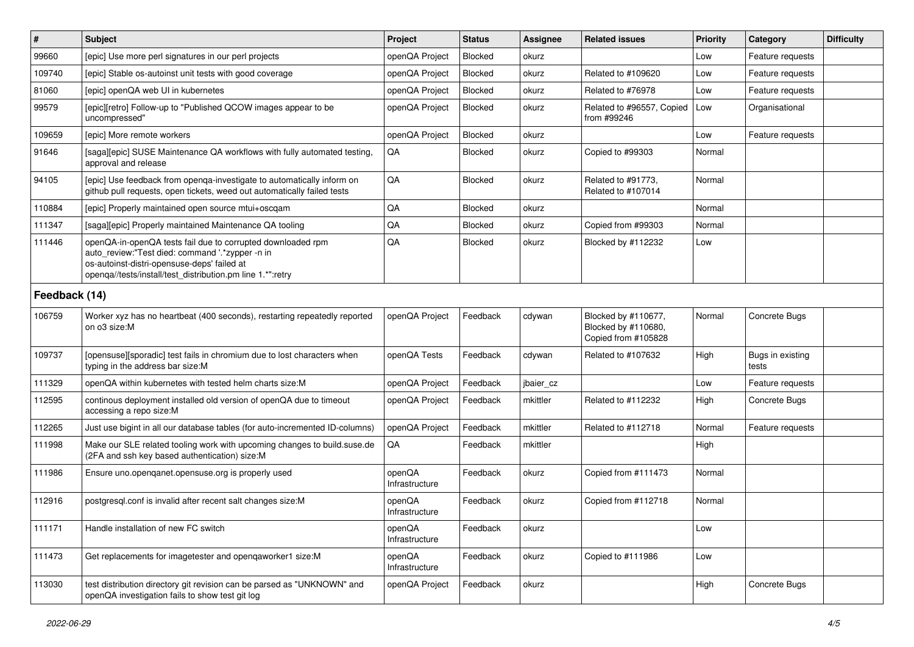| # | Subject | Project | Status | Assignee | Related issues | Priority | Category | Difficulty |
|---|---|---|---|---|---|---|---|---|
| 99660 | [epic] Use more perl signatures in our perl projects | openQA Project | Blocked | okurz | | Low | Feature requests | |
| 109740 | [epic] Stable os-autoinst unit tests with good coverage | openQA Project | Blocked | okurz | Related to #109620 | Low | Feature requests | |
| 81060 | [epic] openQA web UI in kubernetes | openQA Project | Blocked | okurz | Related to #76978 | Low | Feature requests | |
| 99579 | [epic][retro] Follow-up to "Published QCOW images appear to be uncompressed" | openQA Project | Blocked | okurz | Related to #96557, Copied from #99246 | Low | Organisational | |
| 109659 | [epic] More remote workers | openQA Project | Blocked | okurz | | Low | Feature requests | |
| 91646 | [saga][epic] SUSE Maintenance QA workflows with fully automated testing, approval and release | QA | Blocked | okurz | Copied to #99303 | Normal | | |
| 94105 | [epic] Use feedback from openqa-investigate to automatically inform on github pull requests, open tickets, weed out automatically failed tests | QA | Blocked | okurz | Related to #91773, Related to #107014 | Normal | | |
| 110884 | [epic] Properly maintained open source mtui+oscqam | QA | Blocked | okurz | | Normal | | |
| 111347 | [saga][epic] Properly maintained Maintenance QA tooling | QA | Blocked | okurz | Copied from #99303 | Normal | | |
| 111446 | openQA-in-openQA tests fail due to corrupted downloaded rpm auto_review:"Test died: command '.*zypper -n in os-autoinst-distri-opensuse-deps' failed at openqa//tests/install/test_distribution.pm line 1.*":retry | QA | Blocked | okurz | Blocked by #112232 | Low | | |
| **Feedback (14)** | | | | | | | | |
| 106759 | Worker xyz has no heartbeat (400 seconds), restarting repeatedly reported on o3 size:M | openQA Project | Feedback | cdywan | Blocked by #110677, Blocked by #110680, Copied from #105828 | Normal | Concrete Bugs | |
| 109737 | [opensuse][sporadic] test fails in chromium due to lost characters when typing in the address bar size:M | openQA Tests | Feedback | cdywan | Related to #107632 | High | Bugs in existing tests | |
| 111329 | openQA within kubernetes with tested helm charts size:M | openQA Project | Feedback | jbaier_cz | | Low | Feature requests | |
| 112595 | continous deployment installed old version of openQA due to timeout accessing a repo size:M | openQA Project | Feedback | mkittler | Related to #112232 | High | Concrete Bugs | |
| 112265 | Just use bigint in all our database tables (for auto-incremented ID-columns) | openQA Project | Feedback | mkittler | Related to #112718 | Normal | Feature requests | |
| 111998 | Make our SLE related tooling work with upcoming changes to build.suse.de (2FA and ssh key based authentication) size:M | QA | Feedback | mkittler | | High | | |
| 111986 | Ensure uno.openqanet.opensuse.org is properly used | openQA Infrastructure | Feedback | okurz | Copied from #111473 | Normal | | |
| 112916 | postgresql.conf is invalid after recent salt changes size:M | openQA Infrastructure | Feedback | okurz | Copied from #112718 | Normal | | |
| 111171 | Handle installation of new FC switch | openQA Infrastructure | Feedback | okurz | | Low | | |
| 111473 | Get replacements for imagetester and openqaworker1 size:M | openQA Infrastructure | Feedback | okurz | Copied to #111986 | Low | | |
| 113030 | test distribution directory git revision can be parsed as "UNKNOWN" and openQA investigation fails to show test git log | openQA Project | Feedback | okurz | | High | Concrete Bugs | |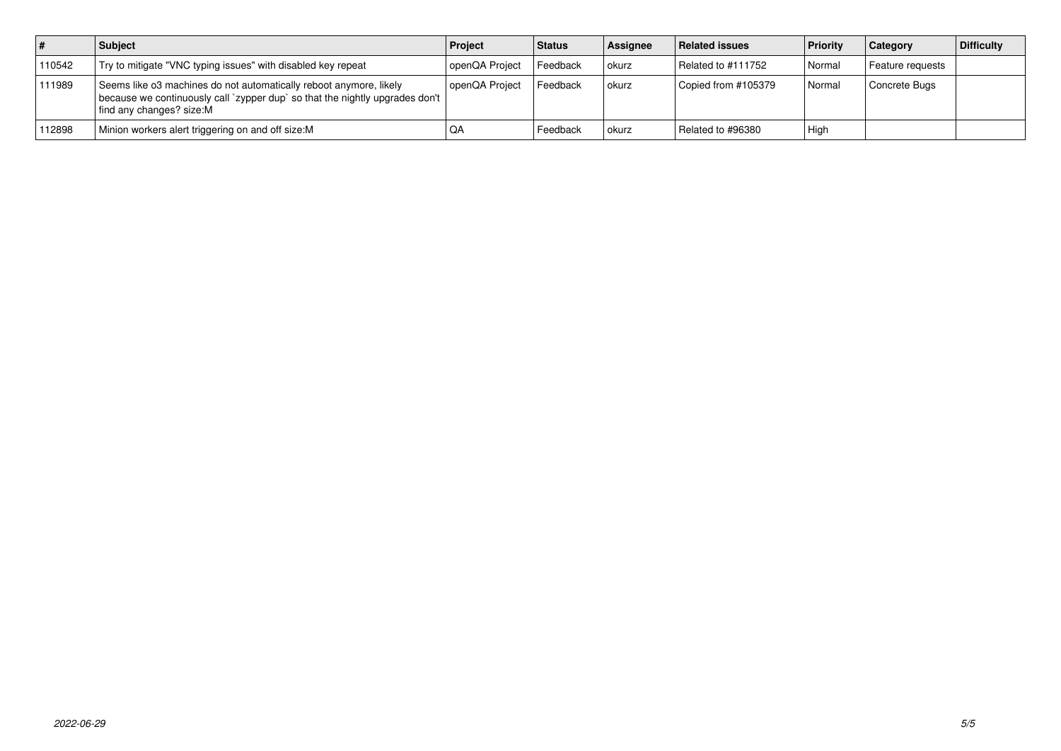| # | Subject | Project | Status | Assignee | Related issues | Priority | Category | Difficulty |
|---|---|---|---|---|---|---|---|---|
| 110542 | Try to mitigate "VNC typing issues" with disabled key repeat | openQA Project | Feedback | okurz | Related to #111752 | Normal | Feature requests | |
| 111989 | Seems like o3 machines do not automatically reboot anymore, likely because we continuously call `zypper dup` so that the nightly upgrades don't find any changes? size:M | openQA Project | Feedback | okurz | Copied from #105379 | Normal | Concrete Bugs | |
| 112898 | Minion workers alert triggering on and off size:M | QA | Feedback | okurz | Related to #96380 | High | | |